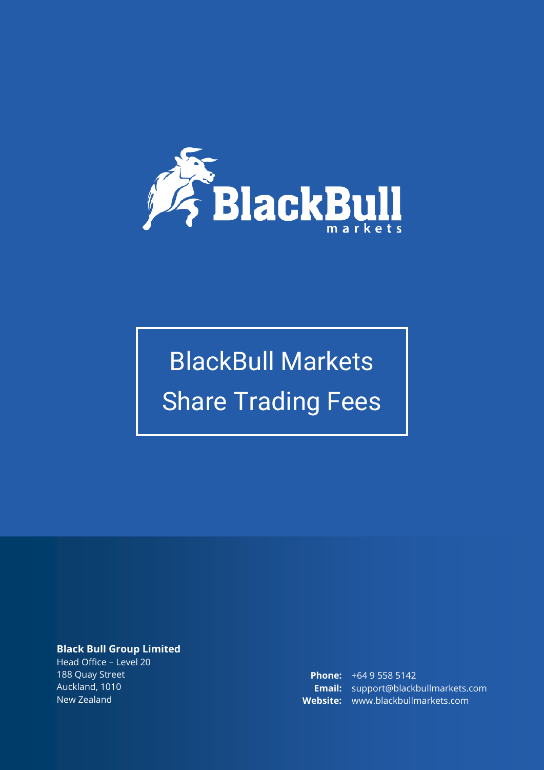# BlackBull Markets Share Trading Fees

**Black Bull Group Limited**
Head Office – Level 20
188 Quay Street
Auckland, 1010
New Zealand

**Phone:** +64 9 558 5142
**Email:** support@blackbullmarkets.com
**Website:** www.blackbullmarkets.com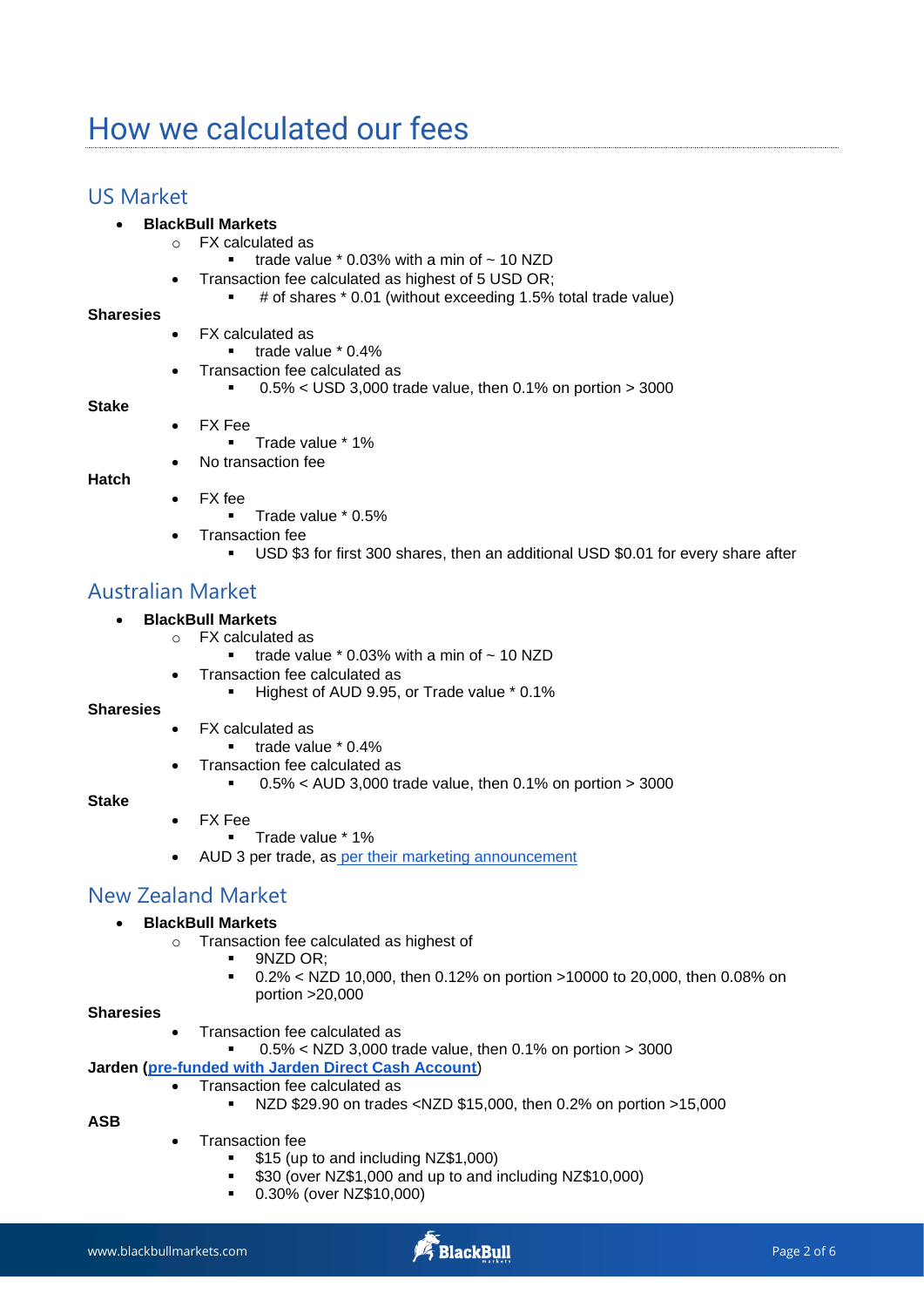# How we calculated our fees

## US Market

- **BlackBull Markets**
  - FX calculated as
    - trade value * 0.03% with a min of ~ 10 NZD
  - Transaction fee calculated as highest of 5 USD OR;
    - # of shares * 0.01 (without exceeding 1.5% total trade value)

**Sharesies**

- FX calculated as
  - trade value * 0.4%
- Transaction fee calculated as
  - 0.5% < USD 3,000 trade value, then 0.1% on portion > 3000

**Stake**

- FX Fee
  - Trade value * 1%
- No transaction fee

**Hatch**

- FX fee
  - Trade value * 0.5%
- Transaction fee
  - USD $3 for first 300 shares, then an additional USD $0.01 for every share after

## Australian Market

- **BlackBull Markets**
  - FX calculated as
    - trade value * 0.03% with a min of ~ 10 NZD
  - Transaction fee calculated as
    - Highest of AUD 9.95, or Trade value * 0.1%

**Sharesies**

- FX calculated as
  - trade value * 0.4%
- Transaction fee calculated as
  - 0.5% < AUD 3,000 trade value, then 0.1% on portion > 3000

**Stake**

- FX Fee
  - Trade value * 1%
- AUD 3 per trade, as per their marketing announcement

## New Zealand Market

- **BlackBull Markets**
  - Transaction fee calculated as highest of
    - 9NZD OR;
    - 0.2% < NZD 10,000, then 0.12% on portion >10000 to 20,000, then 0.08% on portion >20,000

**Sharesies**

- Transaction fee calculated as
  - 0.5% < NZD 3,000 trade value, then 0.1% on portion > 3000

**Jarden (pre-funded with Jarden Direct Cash Account)**

- Transaction fee calculated as
  - NZD $29.90 on trades <NZD $15,000, then 0.2% on portion >15,000

**ASB**

- Transaction fee
  - $15 (up to and including NZ$1,000)
  - $30 (over NZ$1,000 and up to and including NZ$10,000)
  - 0.30% (over NZ$10,000)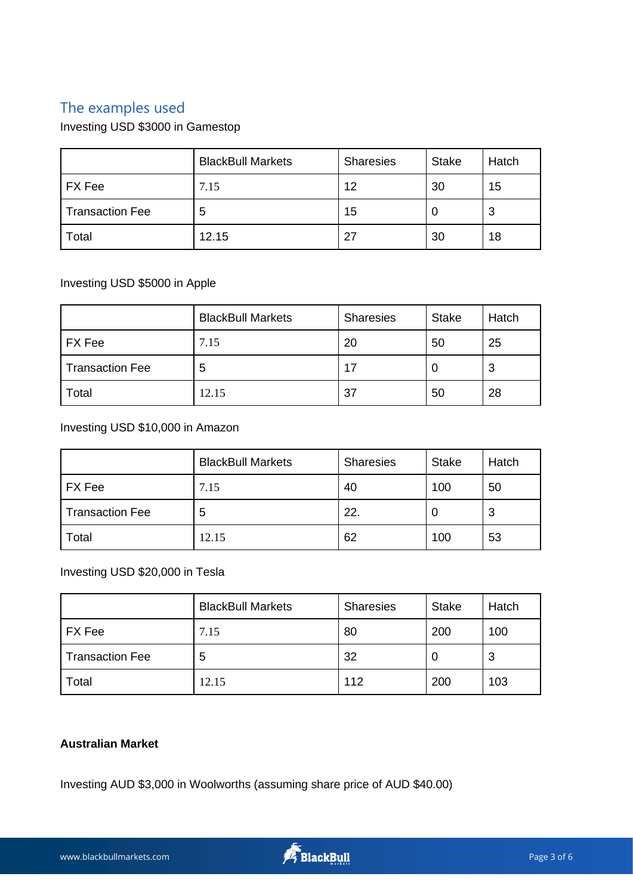## The examples used

Investing USD $3000 in Gamestop

| | BlackBull Markets | Sharesies | Stake | Hatch |
|---|---|---|---|---|
| FX Fee | 7.15 | 12 | 30 | 15 |
| Transaction Fee | 5 | 15 | 0 | 3 |
| Total | 12.15 | 27 | 30 | 18 |

Investing USD $5000 in Apple

| | BlackBull Markets | Sharesies | Stake | Hatch |
|---|---|---|---|---|
| FX Fee | 7.15 | 20 | 50 | 25 |
| Transaction Fee | 5 | 17 | 0 | 3 |
| Total | 12.15 | 37 | 50 | 28 |

Investing USD $10,000 in Amazon

| | BlackBull Markets | Sharesies | Stake | Hatch |
|---|---|---|---|---|
| FX Fee | 7.15 | 40 | 100 | 50 |
| Transaction Fee | 5 | 22. | 0 | 3 |
| Total | 12.15 | 62 | 100 | 53 |

Investing USD $20,000 in Tesla

| | BlackBull Markets | Sharesies | Stake | Hatch |
|---|---|---|---|---|
| FX Fee | 7.15 | 80 | 200 | 100 |
| Transaction Fee | 5 | 32 | 0 | 3 |
| Total | 12.15 | 112 | 200 | 103 |

**Australian Market**

Investing AUD $3,000 in Woolworths (assuming share price of AUD $40.00)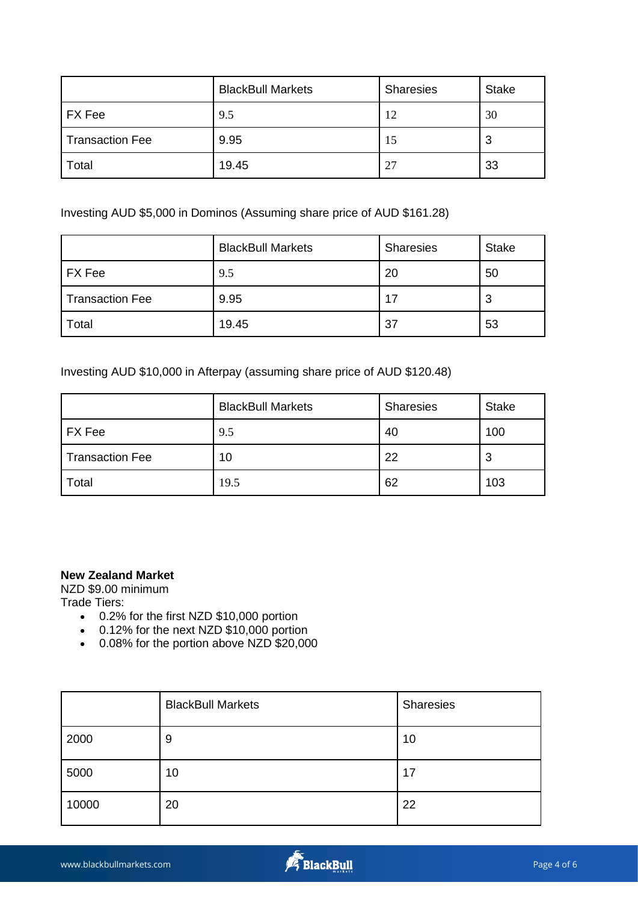| | BlackBull Markets | Sharesies | Stake |
|---|---|---|---|
| FX Fee | 9.5 | 12 | 30 |
| Transaction Fee | 9.95 | 15 | 3 |
| Total | 19.45 | 27 | 33 |

Investing AUD $5,000 in Dominos (Assuming share price of AUD $161.28)

| | BlackBull Markets | Sharesies | Stake |
|---|---|---|---|
| FX Fee | 9.5 | 20 | 50 |
| Transaction Fee | 9.95 | 17 | 3 |
| Total | 19.45 | 37 | 53 |

Investing AUD $10,000 in Afterpay (assuming share price of AUD $120.48)

| | BlackBull Markets | Sharesies | Stake |
|---|---|---|---|
| FX Fee | 9.5 | 40 | 100 |
| Transaction Fee | 10 | 22 | 3 |
| Total | 19.5 | 62 | 103 |

**New Zealand Market**
NZD $9.00 minimum
Trade Tiers:

- 0.2% for the first NZD $10,000 portion
- 0.12% for the next NZD $10,000 portion
- 0.08% for the portion above NZD $20,000

| | BlackBull Markets | Sharesies |
|---|---|---|
| 2000 | 9 | 10 |
| 5000 | 10 | 17 |
| 10000 | 20 | 22 |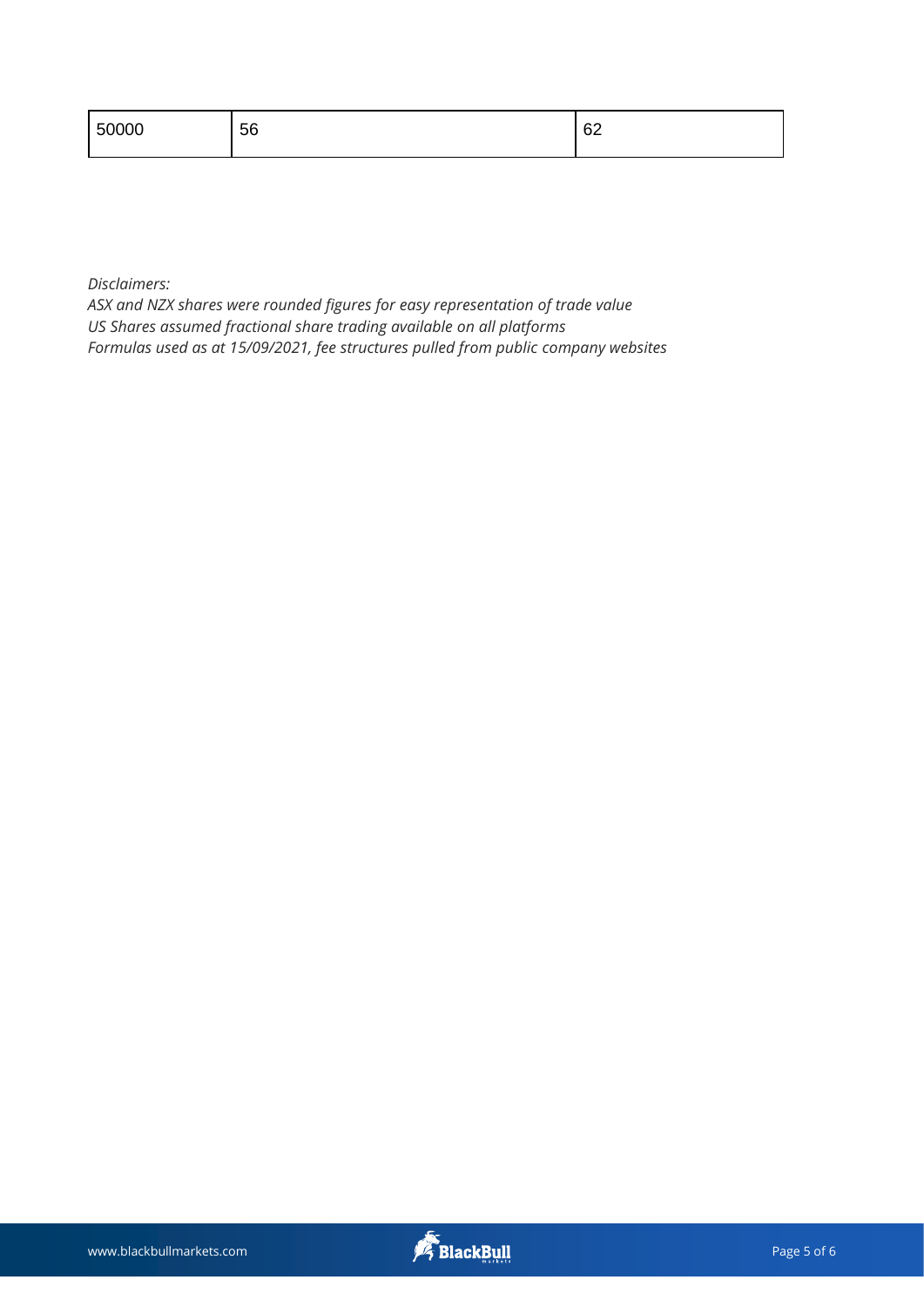| 50000 | 56 | 62 |
|---|---|---|

*Disclaimers:*
*ASX and NZX shares were rounded figures for easy representation of trade value*
*US Shares assumed fractional share trading available on all platforms*
*Formulas used as at 15/09/2021, fee structures pulled from public company websites*